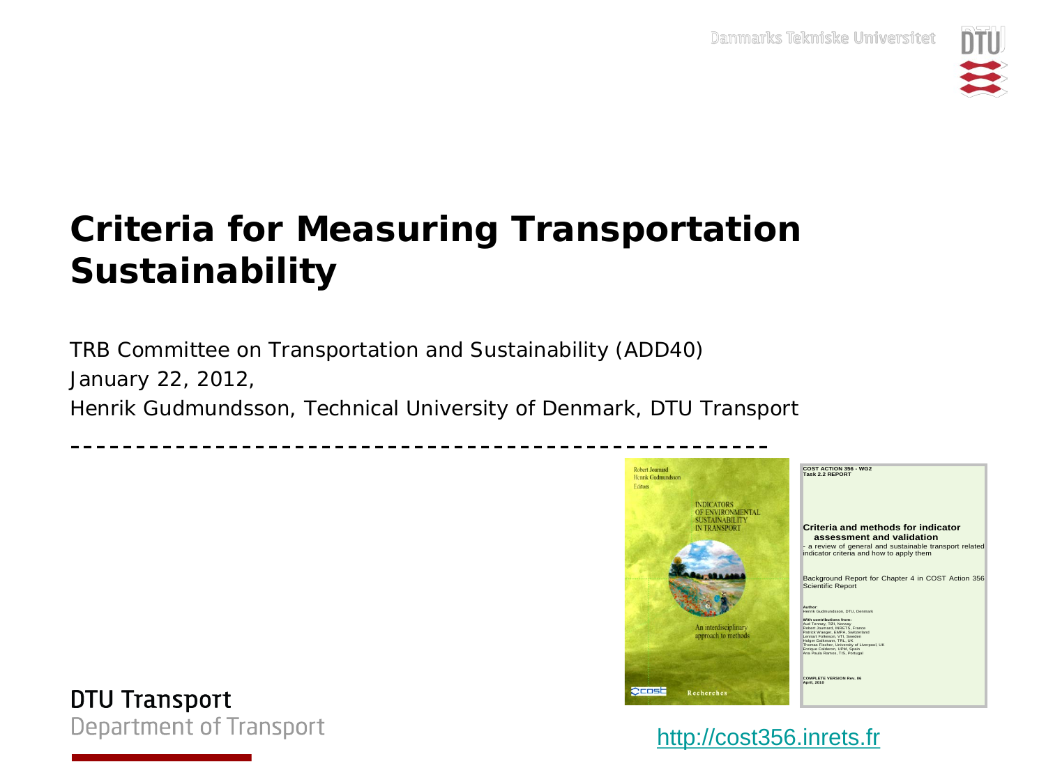# Criteria for Measuring Transportation Sustainability

TRB Committee on Transportation and Sustainability (ADD40)

January 22, 2012,

Henrik Gudmundsson, Technical University of Denmark, DTU Transport

http://cost356.inrets.fr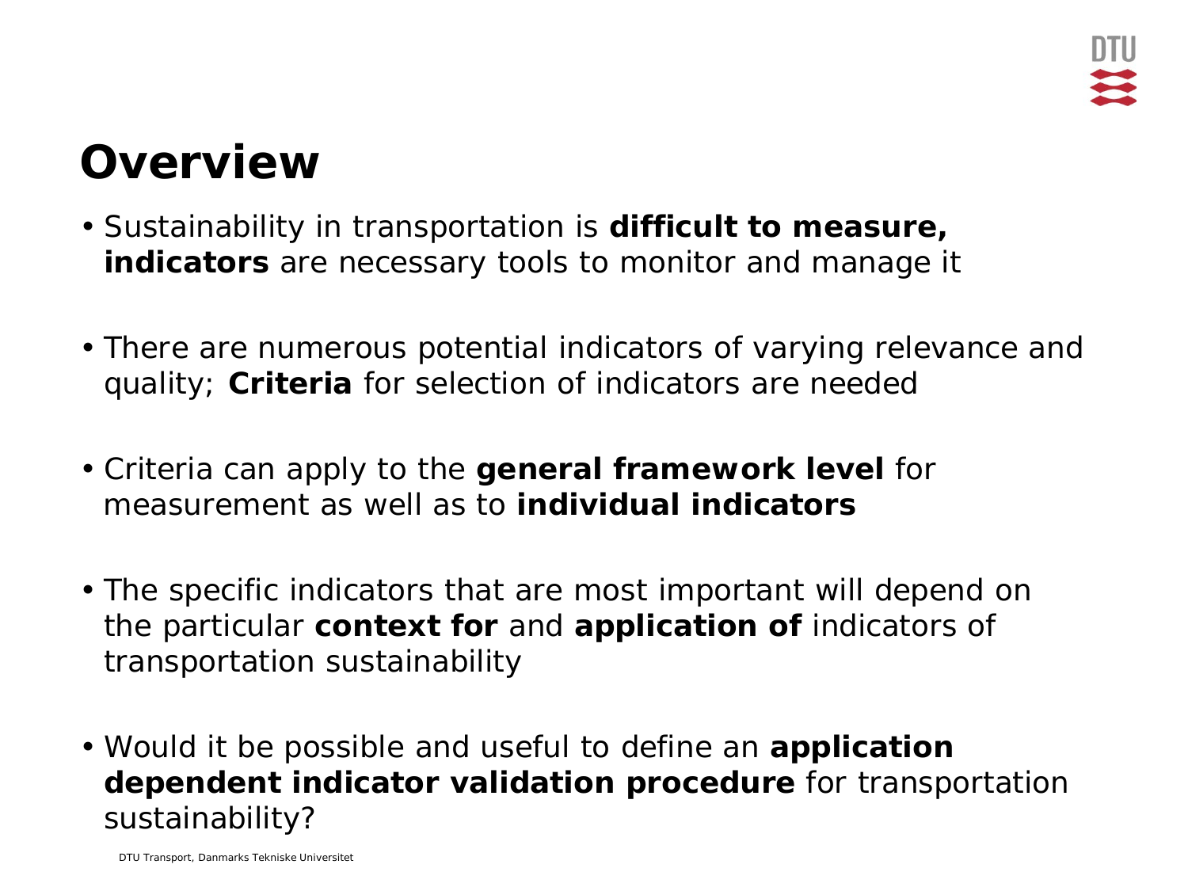# Overview

- Sustainability in transportation is **difficult to measure, indicators** are necessary tools to monitor and manage it

- There are numerous potential indicators of varying relevance and quality; **Criteria** for selection of indicators are needed

- Criteria can apply to the **general framework level** for measurement as well as to **individual indicators**

- The specific indicators that are most important will depend on the particular **context for** and **application of** indicators of transportation sustainability

- Would it be possible and useful to define an **application dependent indicator validation procedure** for transportation sustainability?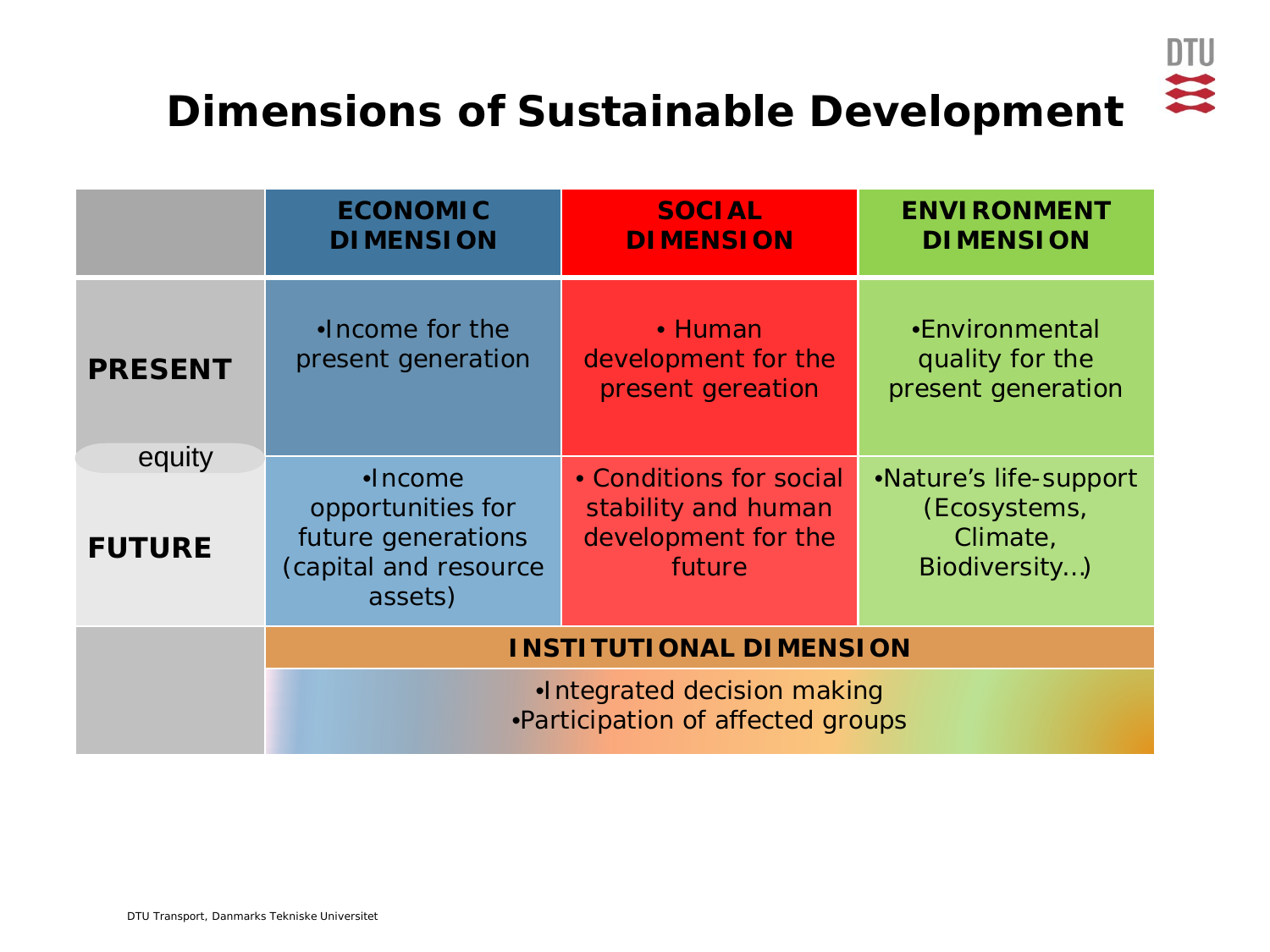# Dimensions of Sustainable Development

| | ECONOMIC DIMENSION | SOCIAL DIMENSION | ENVIRONMENT DIMENSION |
|---|---|---|---|
| **PRESENT** | •Income for the present generation | • Human development for the present gereation | •Environmental quality for the present generation |
| equity | | | |
| **FUTURE** | •Income opportunities for future generations (capital and resource assets) | • Conditions for social stability and human development for the future | •Nature's life-support (Ecosystems, Climate, Biodiversity…) |
| | **INSTITUTIONAL DIMENSION** | | |
| | •Integrated decision making<br>•Participation of affected groups | | |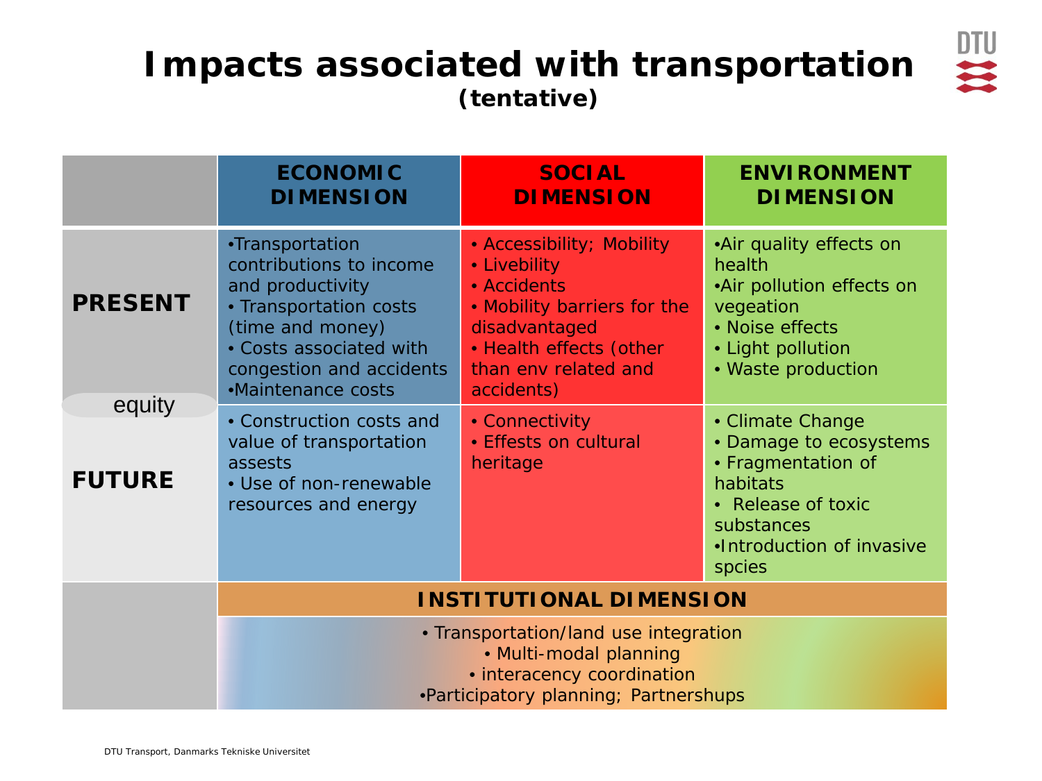# Impacts associated with transportation

**(tentative)**

| | ECONOMIC DIMENSION | SOCIAL DIMENSION | ENVIRONMENT DIMENSION |
|---|---|---|---|
| **PRESENT** | •Transportation contributions to income and productivity<br>• Transportation costs (time and money)<br>• Costs associated with congestion and accidents<br>•Maintenance costs | • Accessibility; Mobility<br>• Livebility<br>• Accidents<br>• Mobility barriers for the disadvantaged<br>• Health effects (other than env related and accidents) | •Air quality effects on health<br>•Air pollution effects on vegeation<br>• Noise effects<br>• Light pollution<br>• Waste production |
| equity<br>**FUTURE** | • Construction costs and value of transportation assests<br>• Use of non-renewable resources and energy | • Connectivity<br>• Effests on cultural heritage | • Climate Change<br>• Damage to ecosystems<br>• Fragmentation of habitats<br>• Release of toxic substances<br>•Introduction of invasive spcies |

**INSTITUTIONAL DIMENSION**

- Transportation/land use integration
- Multi-modal planning
- interacency coordination
- Participatory planning; Partnershups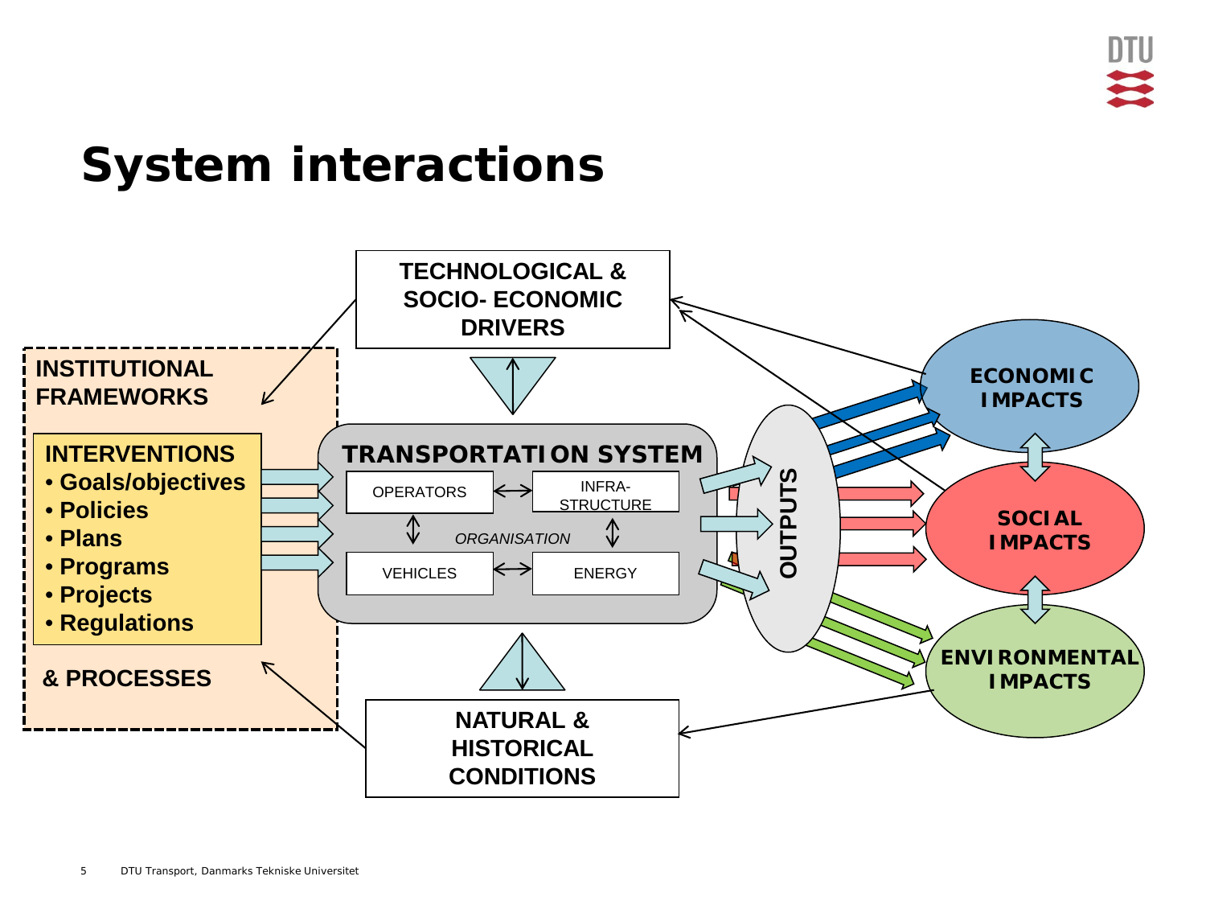# System interactions

TECHNOLOGICAL & SOCIO- ECONOMIC DRIVERS

INSTITUTIONAL FRAMEWORKS

INTERVENTIONS
- Goals/objectives
- Policies
- Plans
- Programs
- Projects
- Regulations

& PROCESSES

TRANSPORTATION SYSTEM

OPERATORS | INFRA-STRUCTURE

*ORGANISATION*

VEHICLES | ENERGY

NATURAL & HISTORICAL CONDITIONS

OUTPUTS

ECONOMIC IMPACTS

SOCIAL IMPACTS

ENVIRONMENTAL IMPACTS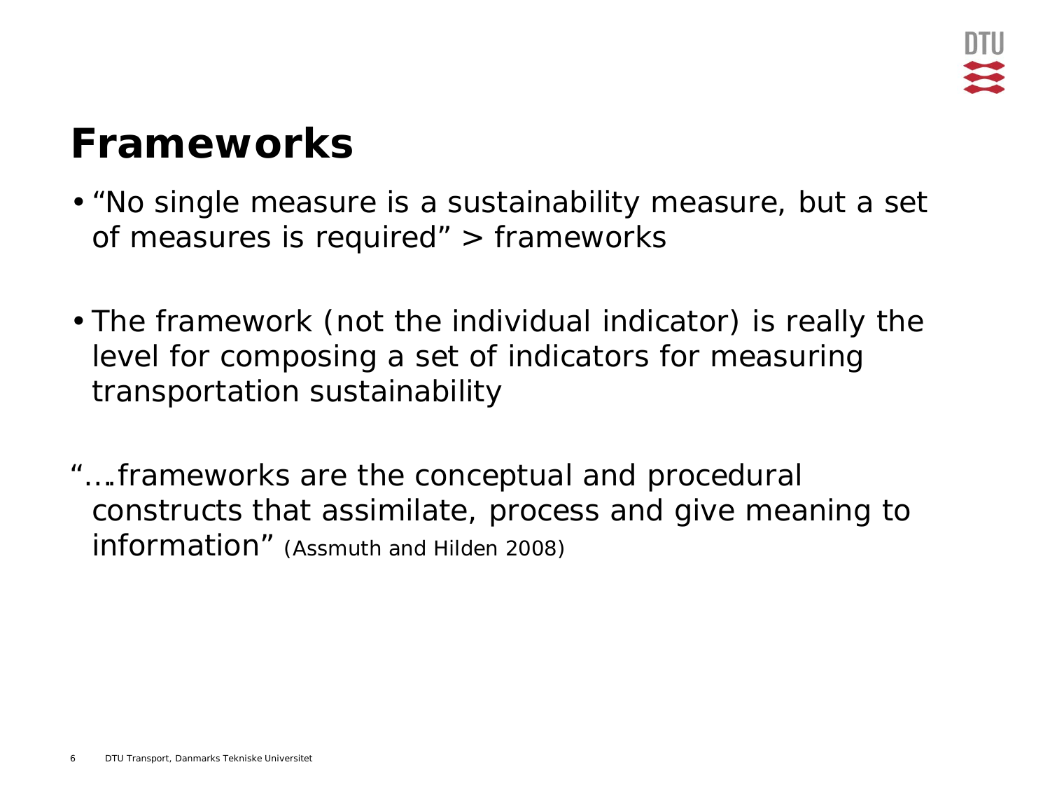# Frameworks

- "No single measure is a sustainability measure, but a set of measures is required" > frameworks

- The framework (not the individual indicator) is really the level for composing a set of indicators for measuring transportation sustainability

"….frameworks are the conceptual and procedural constructs that assimilate, process and give meaning to information" (Assmuth and Hilden 2008)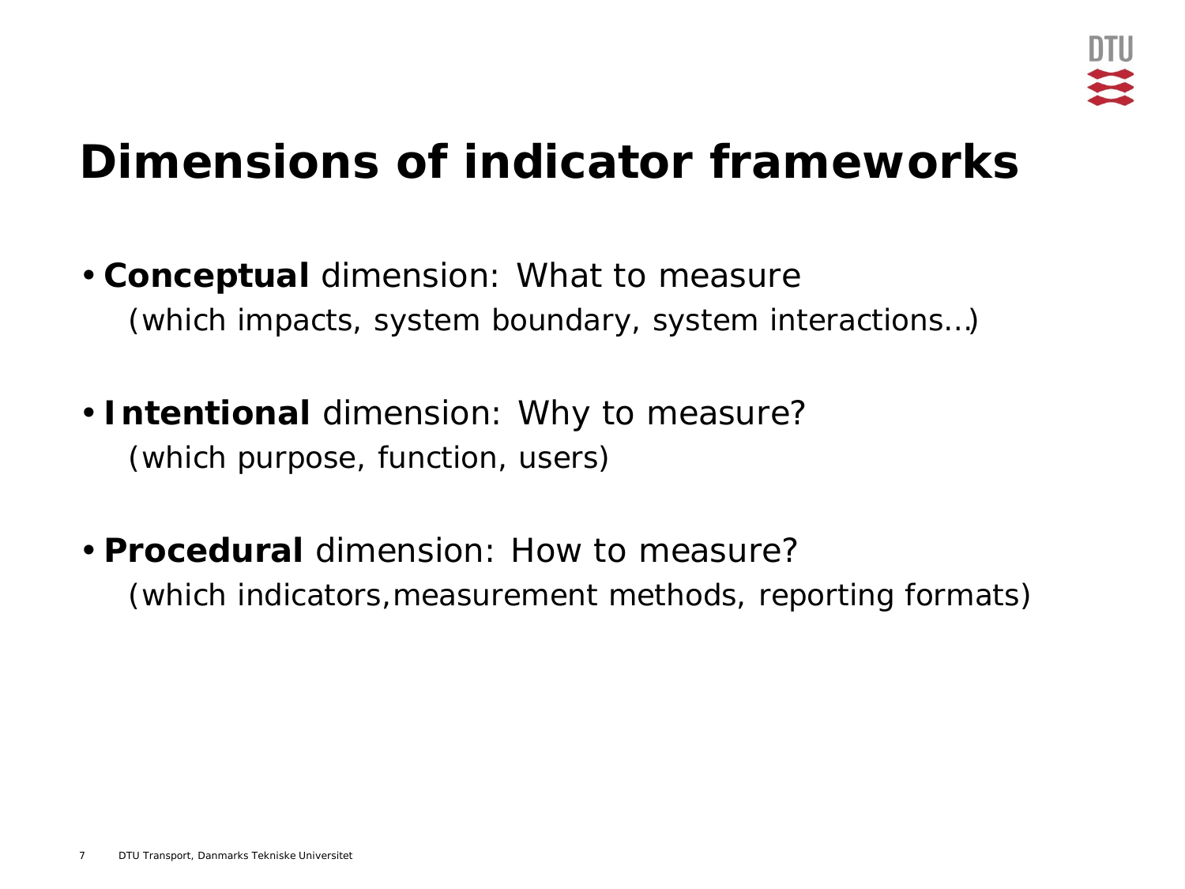# Dimensions of indicator frameworks

- **Conceptual** dimension: What to measure
  (which impacts, system boundary, system interactions…)

- **Intentional** dimension: Why to measure?
  (which purpose, function, users)

- **Procedural** dimension: How to measure?
  (which indicators,measurement methods, reporting formats)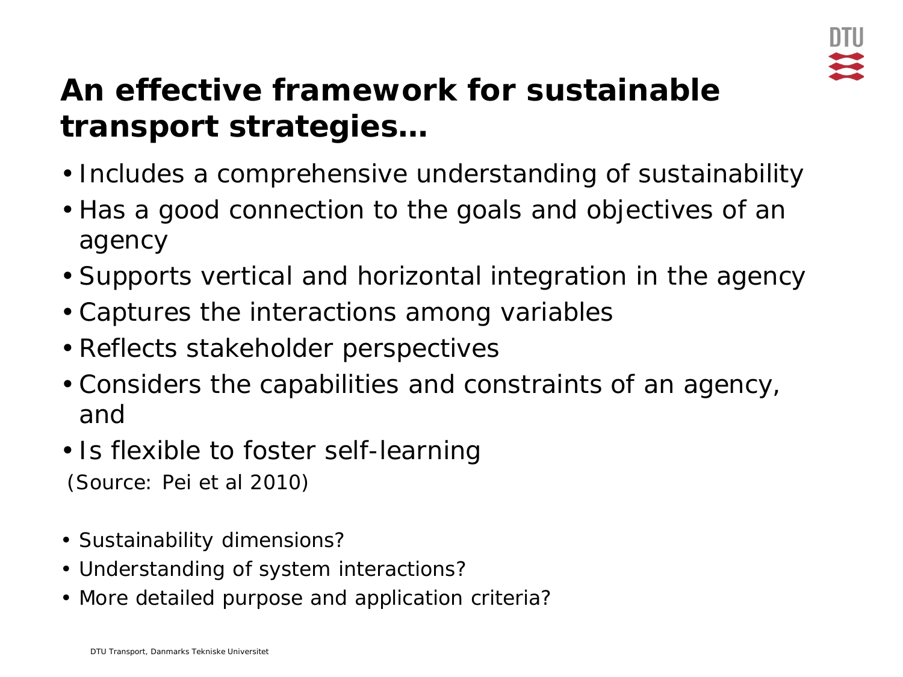# An effective framework for sustainable transport strategies…

- Includes a comprehensive understanding of sustainability
- Has a good connection to the goals and objectives of an agency
- Supports vertical and horizontal integration in the agency
- Captures the interactions among variables
- Reflects stakeholder perspectives
- Considers the capabilities and constraints of an agency, and
- Is flexible to foster self-learning

(Source: Pei et al 2010)

- Sustainability dimensions?
- Understanding of system interactions?
- More detailed purpose and application criteria?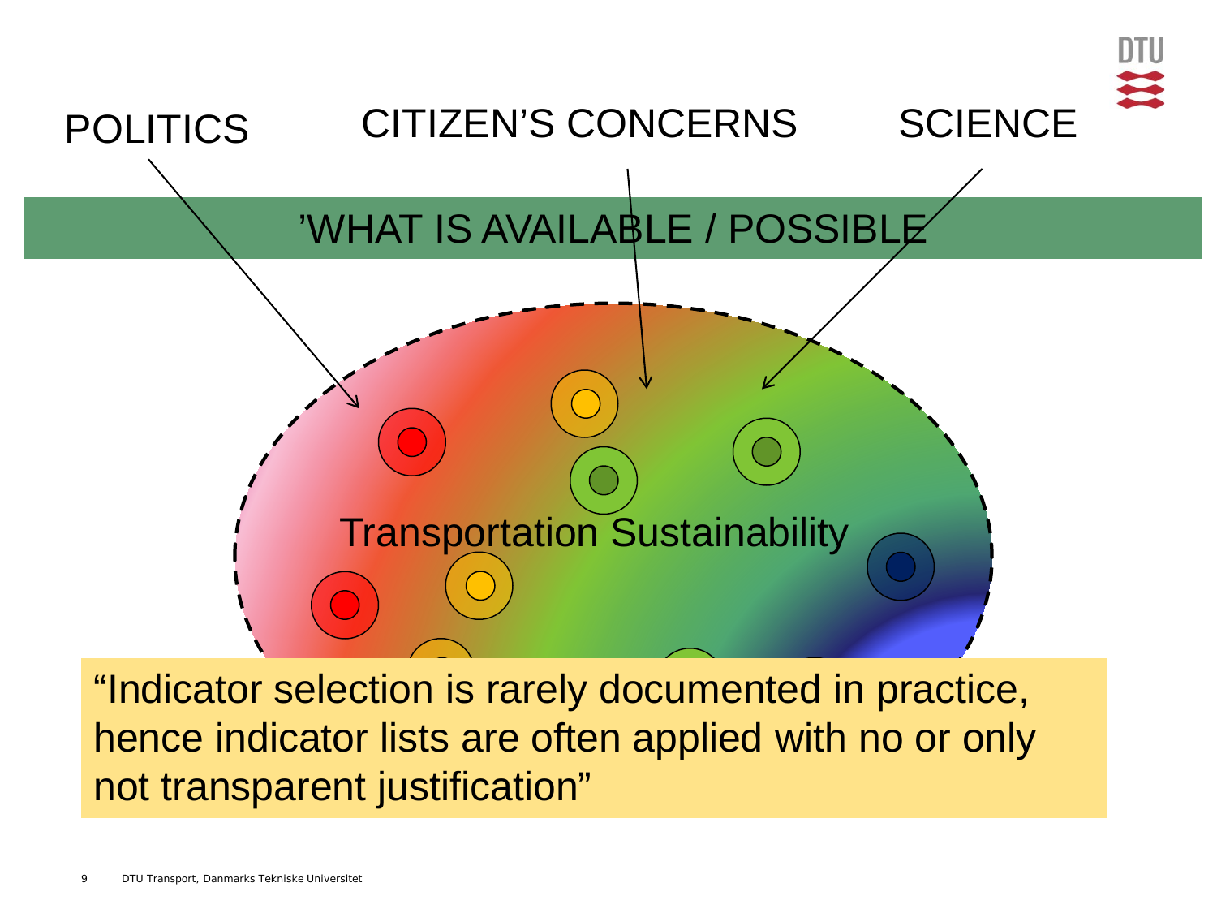POLITICS

CITIZEN'S CONCERNS

SCIENCE

'WHAT IS AVAILABLE / POSSIBLE

Transportation Sustainability

"Indicator selection is rarely documented in practice, hence indicator lists are often applied with no or only not transparent justification"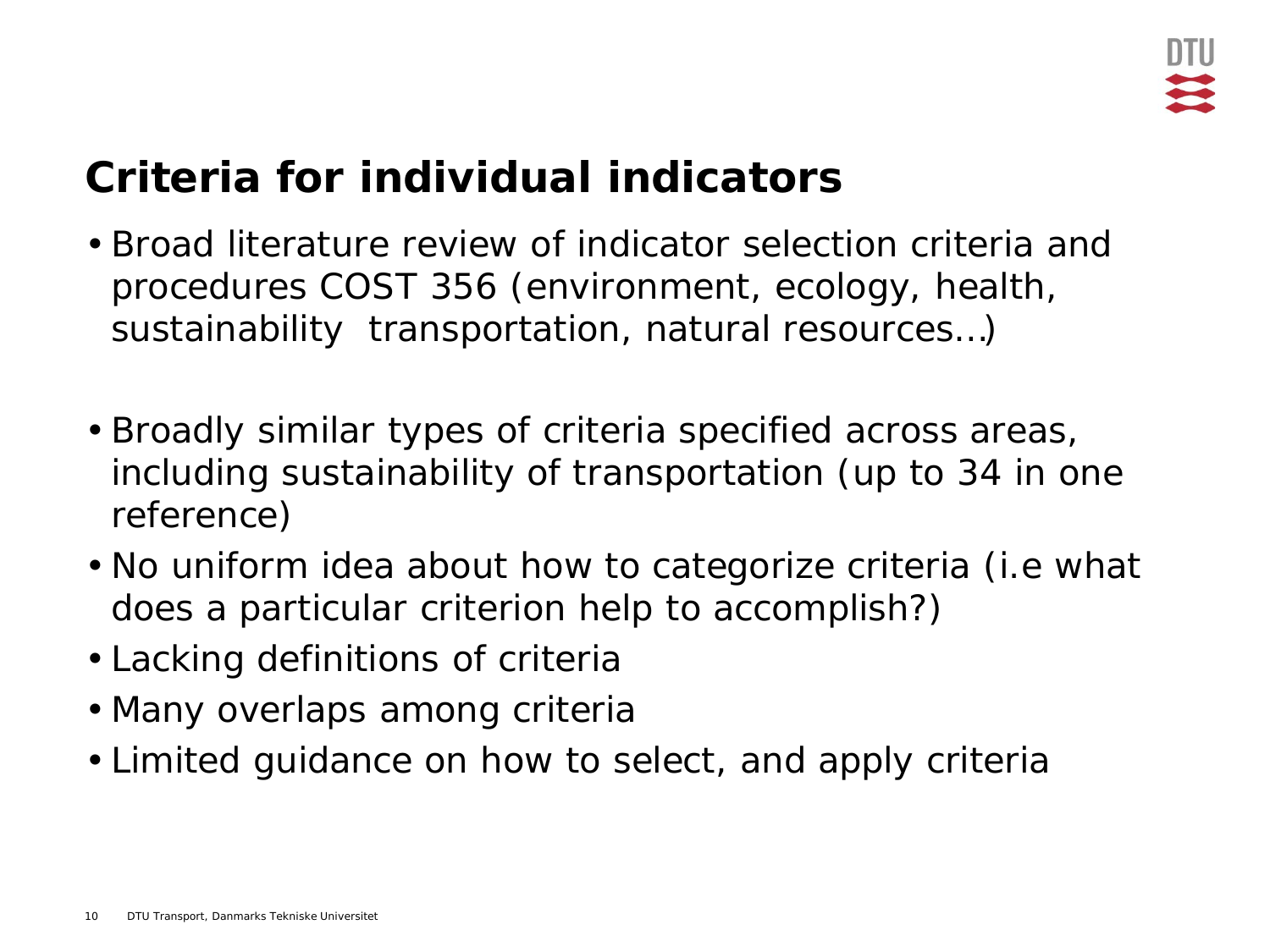# Criteria for individual indicators

- Broad literature review of indicator selection criteria and procedures COST 356 (environment, ecology, health, sustainability  transportation, natural resources…)

- Broadly similar types of criteria specified across areas, including sustainability of transportation (up to 34 in one reference)
- No uniform idea about how to categorize criteria (i.e what does a particular criterion help to accomplish?)
- Lacking definitions of criteria
- Many overlaps among criteria
- Limited guidance on how to select, and apply criteria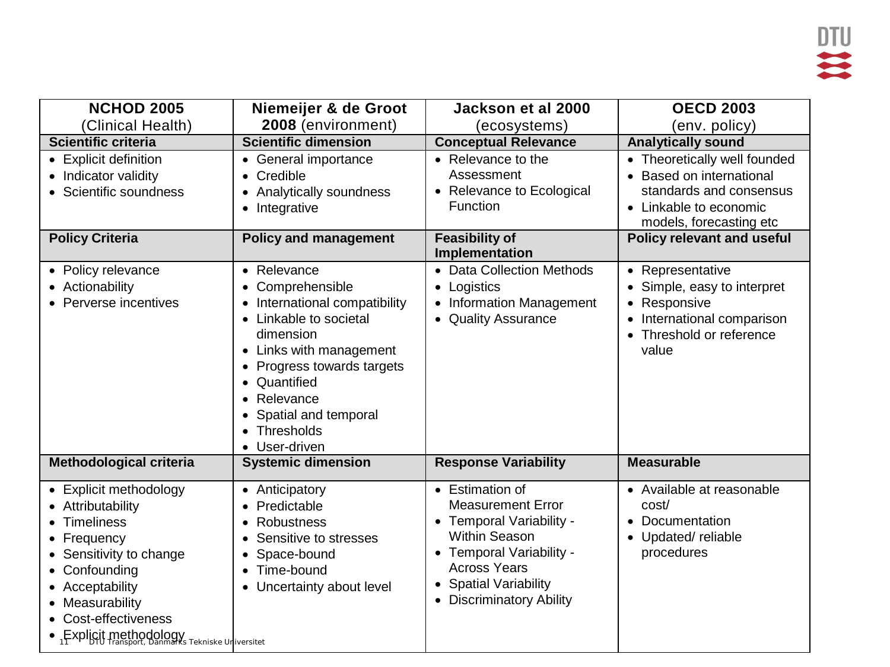| **NCHOD 2005** (Clinical Health) | **Niemeijer & de Groot 2008** (environment) | **Jackson et al 2000** (ecosystems) | **OECD 2003** (env. policy) |
|---|---|---|---|
| **Scientific criteria** | **Scientific dimension** | **Conceptual Relevance** | **Analytically sound** |
| • Explicit definition<br>• Indicator validity<br>• Scientific soundness | • General importance<br>• Credible<br>• Analytically soundness<br>• Integrative | • Relevance to the Assessment<br>• Relevance to Ecological Function | • Theoretically well founded<br>• Based on international standards and consensus<br>• Linkable to economic models, forecasting etc |
| **Policy Criteria** | **Policy and management** | **Feasibility of Implementation** | **Policy relevant and useful** |
| • Policy relevance<br>• Actionability<br>• Perverse incentives | • Relevance<br>• Comprehensible<br>• International compatibility<br>• Linkable to societal dimension<br>• Links with management<br>• Progress towards targets<br>• Quantified<br>• Relevance<br>• Spatial and temporal<br>• Thresholds<br>• User-driven | • Data Collection Methods<br>• Logistics<br>• Information Management<br>• Quality Assurance | • Representative<br>• Simple, easy to interpret<br>• Responsive<br>• International comparison<br>• Threshold or reference value |
| **Methodological criteria** | **Systemic dimension** | **Response Variability** | **Measurable** |
| • Explicit methodology<br>• Attributability<br>• Timeliness<br>• Frequency<br>• Sensitivity to change<br>• Confounding<br>• Acceptability<br>• Measurability<br>• Cost-effectiveness<br>• Explicit methodology | • Anticipatory<br>• Predictable<br>• Robustness<br>• Sensitive to stresses<br>• Space-bound<br>• Time-bound<br>• Uncertainty about level | • Estimation of Measurement Error<br>• Temporal Variability - Within Season<br>• Temporal Variability - Across Years<br>• Spatial Variability<br>• Discriminatory Ability | • Available at reasonable cost/<br>• Documentation<br>• Updated/ reliable procedures |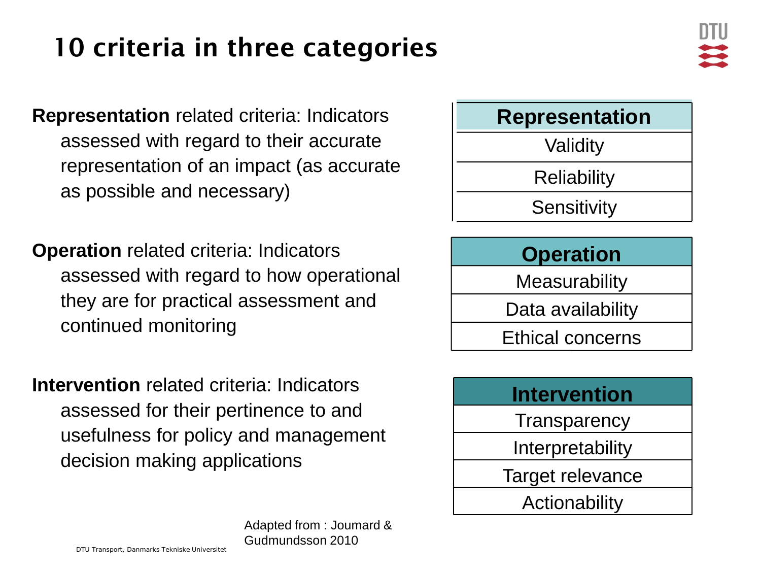# 10 criteria in three categories

**Representation** related criteria: Indicators assessed with regard to their accurate representation of an impact (as accurate as possible and necessary)

**Operation** related criteria: Indicators assessed with regard to how operational they are for practical assessment and continued monitoring

**Intervention** related criteria: Indicators assessed for their pertinence to and usefulness for policy and management decision making applications

| Representation |
| --- |
| Validity |
| Reliability |
| Sensitivity |

| Operation |
| --- |
| Measurability |
| Data availability |
| Ethical concerns |

| Intervention |
| --- |
| Transparency |
| Interpretability |
| Target relevance |
| Actionability |

Adapted from : Joumard & Gudmundsson 2010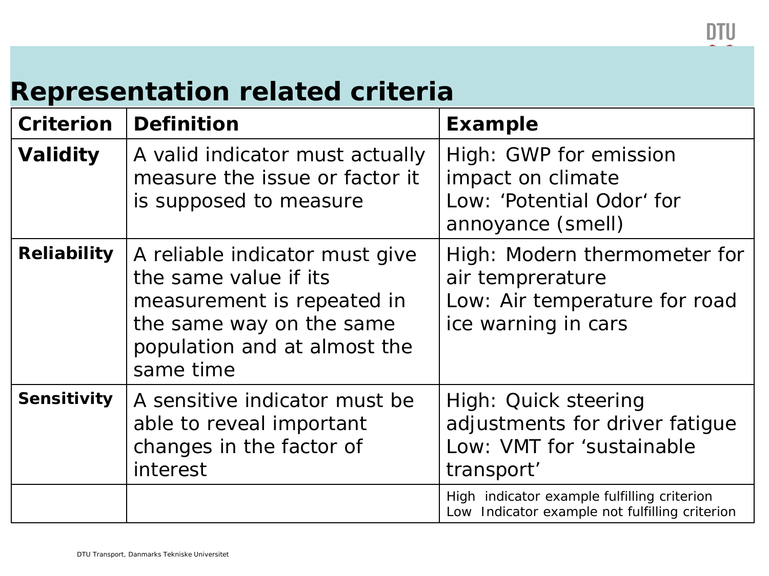# Representation related criteria

| Criterion | Definition | Example |
|---|---|---|
| **Validity** | A valid indicator must actually measure the issue or factor it is supposed to measure | High: GWP for emission impact on climate<br>Low: 'Potential Odor' for annoyance (smell) |
| **Reliability** | A reliable indicator must give the same value if its measurement is repeated in the same way on the same population and at almost the same time | High: Modern thermometer for air temprerature<br>Low: Air temperature for road ice warning in cars |
| **Sensitivity** | A sensitive indicator must be able to reveal important changes in the factor of interest | High: Quick steering adjustments for driver fatigue<br>Low: VMT for 'sustainable transport' |
| | | High indicator example fulfilling criterion<br>Low Indicator example not fulfilling criterion |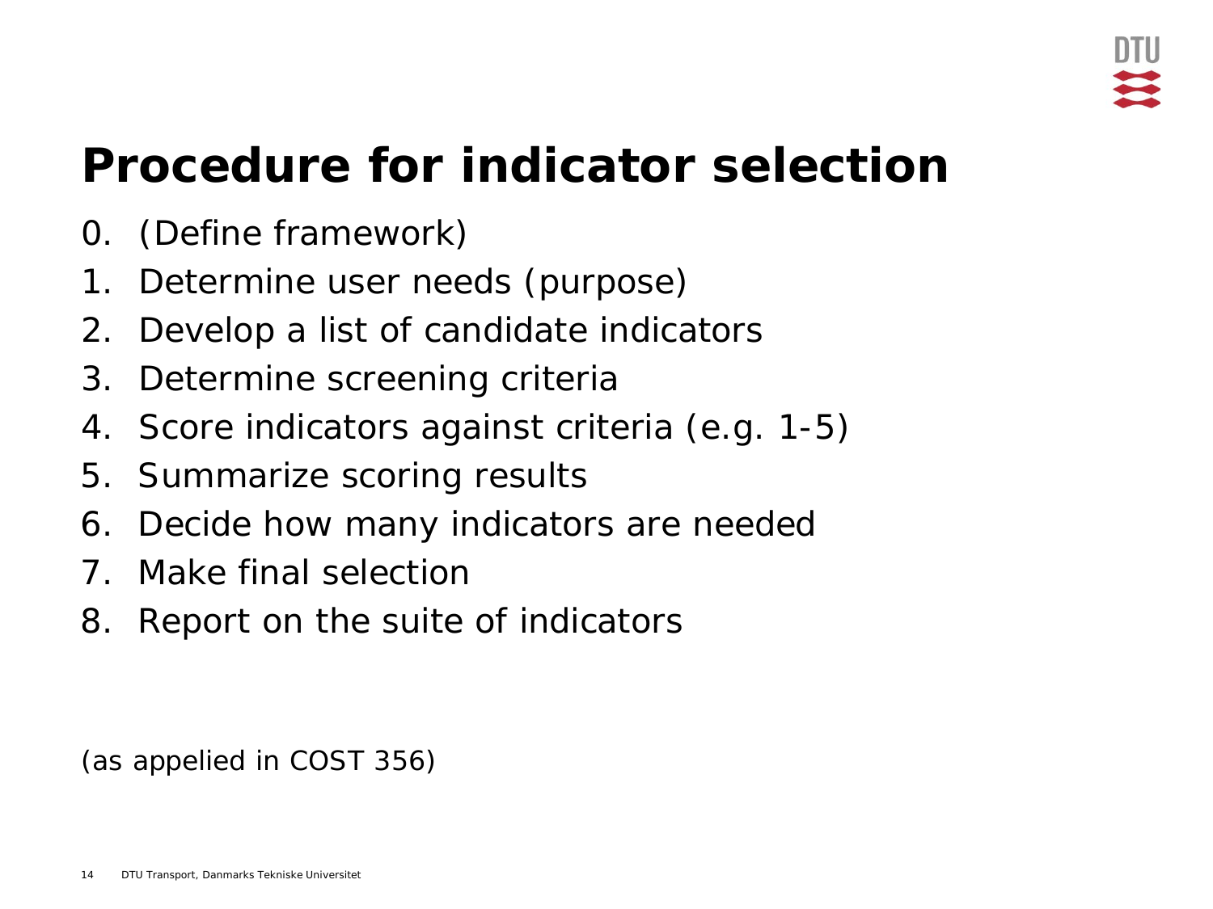# Procedure for indicator selection

0. (Define framework)
1. Determine user needs (purpose)
2. Develop a list of candidate indicators
3. Determine screening criteria
4. Score indicators against criteria (e.g. 1-5)
5. Summarize scoring results
6. Decide how many indicators are needed
7. Make final selection
8. Report on the suite of indicators

(as appelied in COST 356)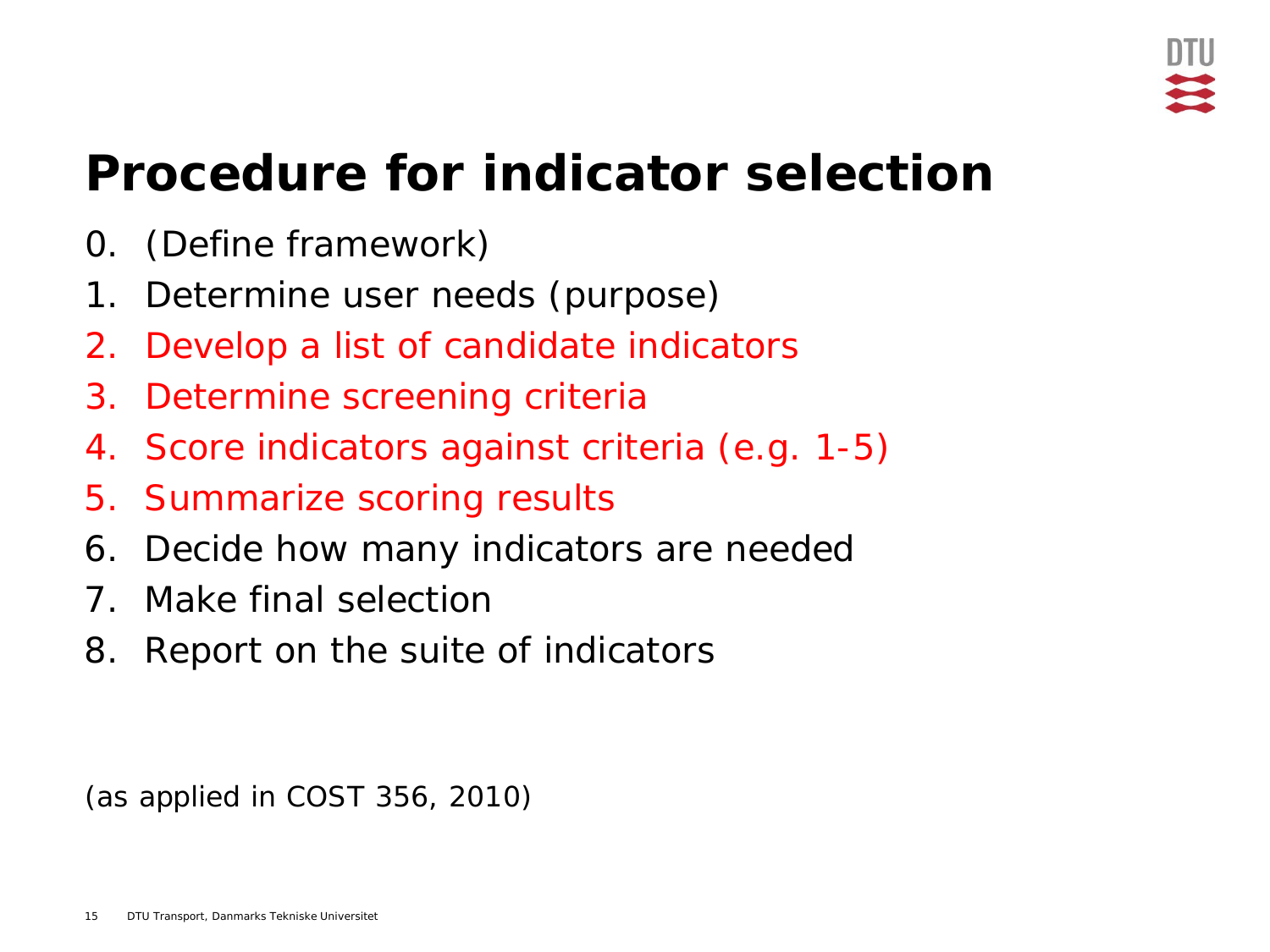# Procedure for indicator selection

0. (Define framework)
1. Determine user needs (purpose)
2. Develop a list of candidate indicators
3. Determine screening criteria
4. Score indicators against criteria (e.g. 1-5)
5. Summarize scoring results
6. Decide how many indicators are needed
7. Make final selection
8. Report on the suite of indicators

(as applied in COST 356, 2010)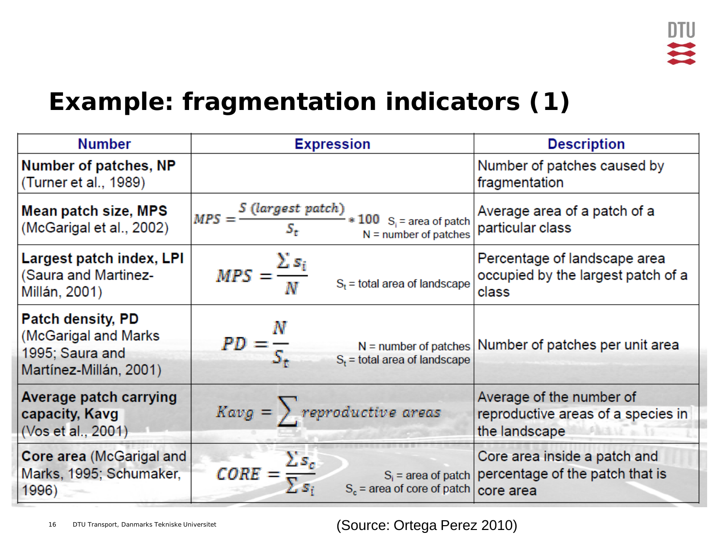# Example: fragmentation indicators (1)

| Number | Expression | Description |
| --- | --- | --- |
| **Number of patches, NP** (Turner et al., 1989) | | Number of patches caused by fragmentation |
| **Mean patch size, MPS** (McGarigal et al., 2002) | $MPS = \frac{S\ (largest\ patch)}{S_t} * 100$ $S_i$ = area of patch N = number of patches | Average area of a patch of a particular class |
| **Largest patch index, LPI** (Saura and Martinez-Millán, 2001) | $MPS = \frac{\sum s_i}{N}$ $S_t$ = total area of landscape | Percentage of landscape area occupied by the largest patch of a class |
| **Patch density, PD** (McGarigal and Marks 1995; Saura and Martínez-Millán, 2001) | $PD = \frac{N}{S_t}$ N = number of patches $S_t$ = total area of landscape | Number of patches per unit area |
| **Average patch carrying capacity, Kavg** (Vos et al., 2001) | $Kavg = \sum reproductive\ areas$ | Average of the number of reproductive areas of a species in the landscape |
| **Core area** (McGarigal and Marks, 1995; Schumaker, 1996) | $CORE = \frac{\sum s_c}{\sum s_i}$ $S_i$ = area of patch $S_c$ = area of core of patch | Core area inside a patch and percentage of the patch that is core area |

(Source: Ortega Perez 2010)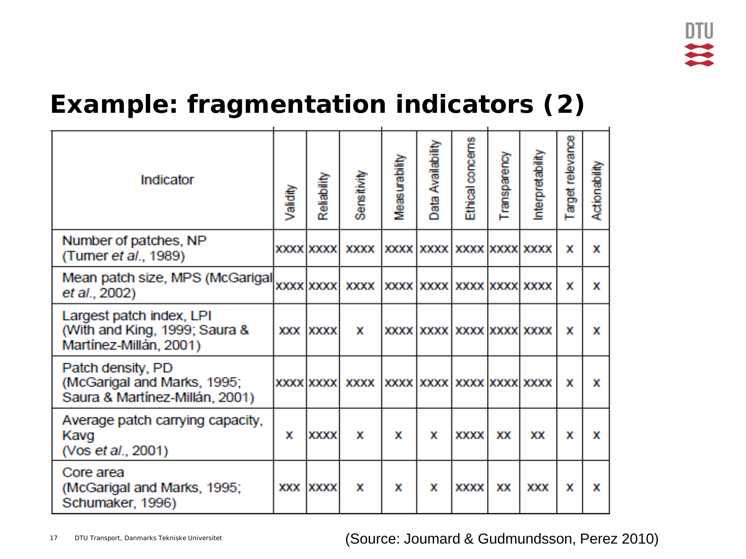# Example: fragmentation indicators (2)

| Indicator | Validity | Reliability | Sensitivity | Measurability | Data Availability | Ethical concerns | Transparency | Interpretability | Target relevance | Actionability |
|---|---|---|---|---|---|---|---|---|---|---|
| Number of patches, NP (Turner *et al.*, 1989) | xxxx | xxxx | xxxx | xxxx | xxxx | xxxx | xxxx | xxxx | x | x |
| Mean patch size, MPS (McGarigal *et al.*, 2002) | xxxx | xxxx | xxxx | xxxx | xxxx | xxxx | xxxx | xxxx | x | x |
| Largest patch index, LPI (With and King, 1999; Saura & Martínez-Millán, 2001) | xxx | xxxx | x | xxxx | xxxx | xxxx | xxxx | xxxx | x | x |
| Patch density, PD (McGarigal and Marks, 1995; Saura & Martínez-Millán, 2001) | xxxx | xxxx | xxxx | xxxx | xxxx | xxxx | xxxx | xxxx | x | x |
| Average patch carrying capacity, Kavg (Vos *et al.*, 2001) | x | xxxx | x | x | x | xxxx | xx | xx | x | x |
| Core area (McGarigal and Marks, 1995; Schumaker, 1996) | xxx | xxxx | x | x | x | xxxx | xx | xxx | x | x |

(Source: Joumard & Gudmundsson, Perez 2010)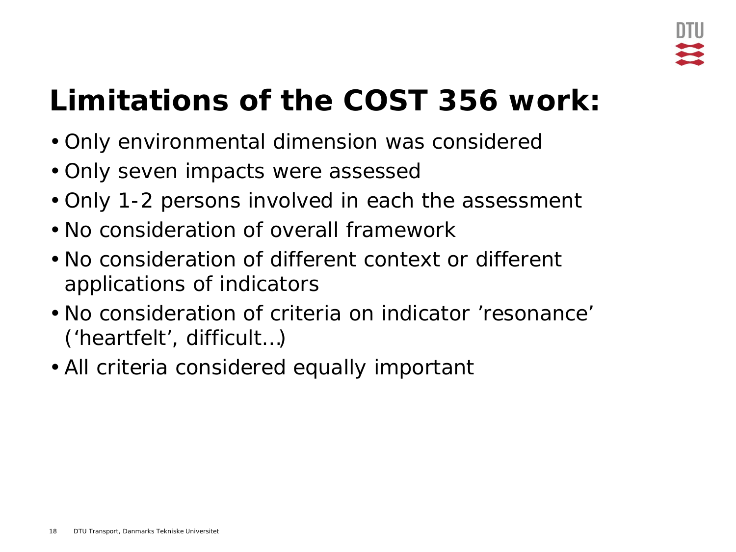# Limitations of the COST 356 work:

- Only environmental dimension was considered
- Only seven impacts were assessed
- Only 1-2 persons involved in each the assessment
- No consideration of overall framework
- No consideration of different context or different applications of indicators
- No consideration of criteria on indicator ’resonance’ (‘heartfelt’, difficult…)
- All criteria considered equally important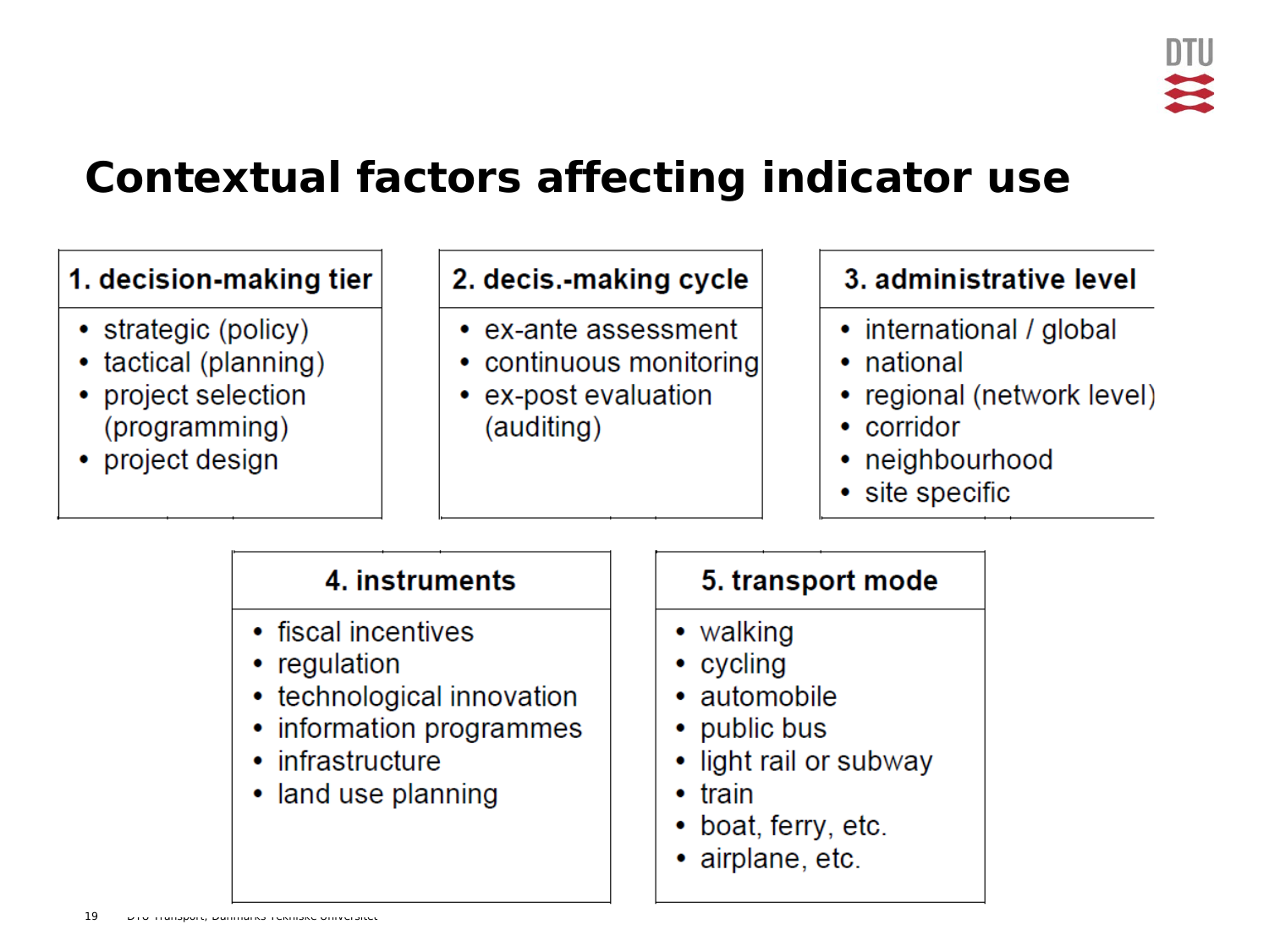# Contextual factors affecting indicator use

### 1. decision-making tier

- strategic (policy)
- tactical (planning)
- project selection (programming)
- project design

### 2. decis.-making cycle

- ex-ante assessment
- continuous monitoring
- ex-post evaluation (auditing)

### 3. administrative level

- international / global
- national
- regional (network level)
- corridor
- neighbourhood
- site specific

### 4. instruments

- fiscal incentives
- regulation
- technological innovation
- information programmes
- infrastructure
- land use planning

### 5. transport mode

- walking
- cycling
- automobile
- public bus
- light rail or subway
- train
- boat, ferry, etc.
- airplane, etc.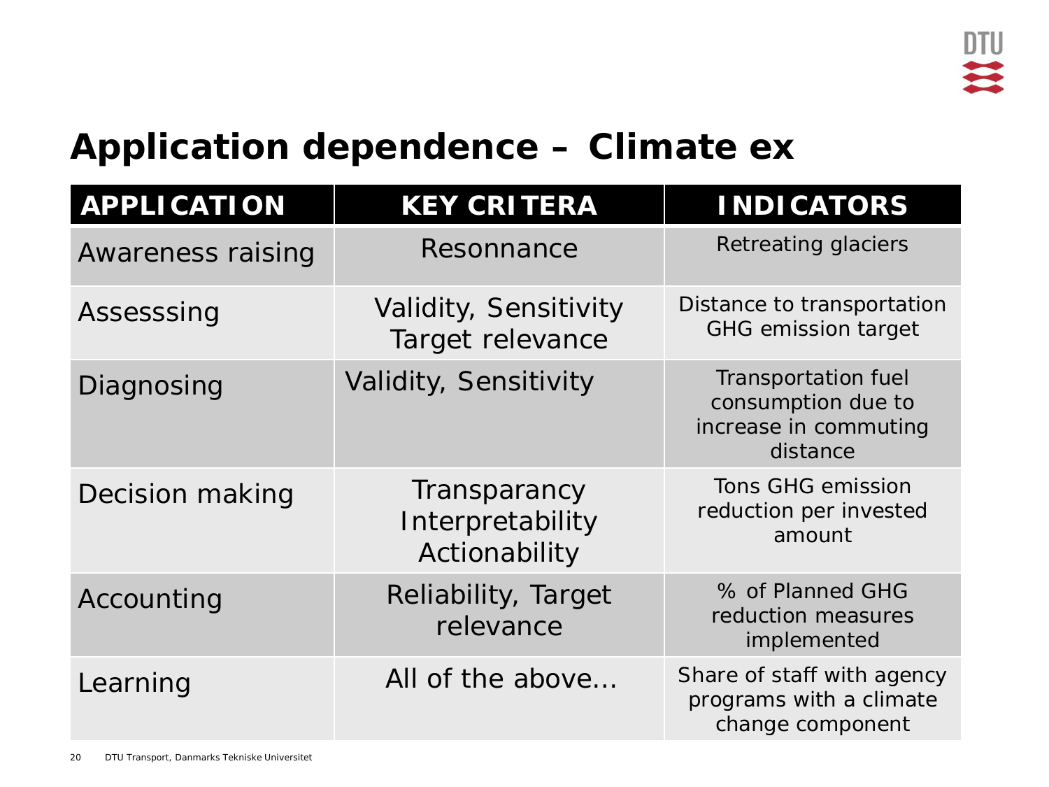# Application dependence – Climate ex

| APPLICATION | KEY CRITERA | INDICATORS |
|---|---|---|
| Awareness raising | Resonnance | Retreating glaciers |
| Assesssing | Validity, Sensitivity Target relevance | Distance to transportation GHG emission target |
| Diagnosing | Validity, Sensitivity | Transportation fuel consumption due to increase in commuting distance |
| Decision making | Transparancy Interpretability Actionability | Tons GHG emission reduction per invested amount |
| Accounting | Reliability, Target relevance | % of Planned GHG reduction measures implemented |
| Learning | All of the above… | Share of staff with agency programs with a climate change component |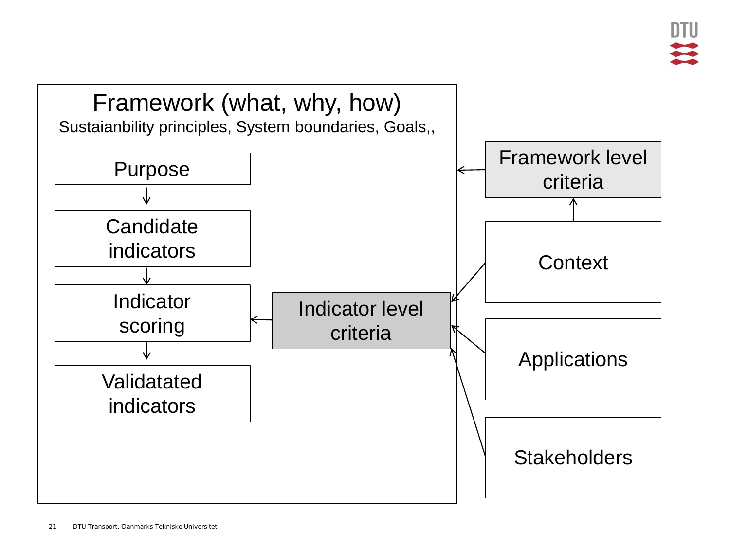# Framework (what, why, how)

Sustaianbility principles, System boundaries, Goals,,

Purpose

↓

Candidate indicators

↓

Indicator scoring

↓

Validatated indicators

Indicator level criteria

Framework level criteria

Context

Applications

Stakeholders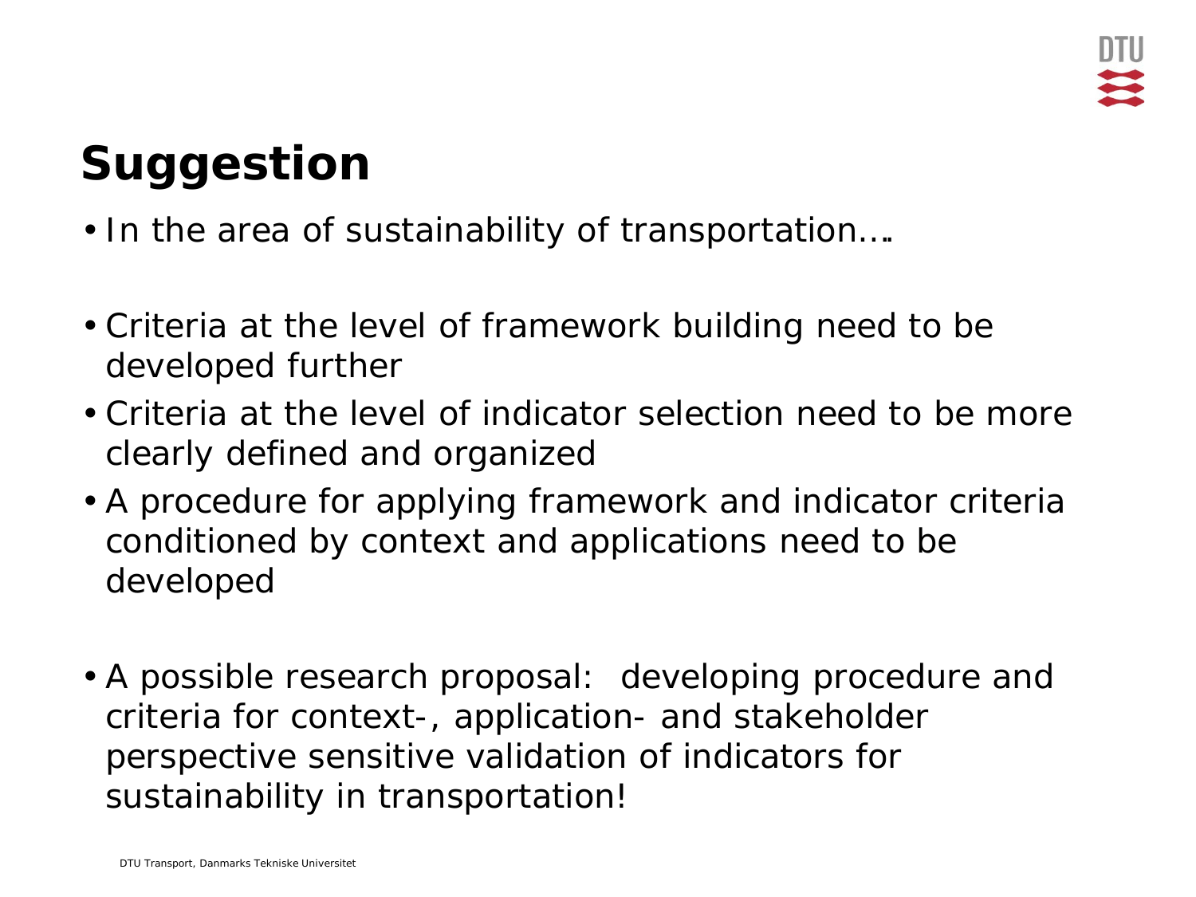# Suggestion

- In the area of sustainability of transportation….

- Criteria at the level of framework building need to be developed further
- Criteria at the level of indicator selection need to be more clearly defined and organized
- A procedure for applying framework and indicator criteria conditioned by context and applications need to be developed

- A possible research proposal: developing procedure and criteria for context-, application- and stakeholder perspective sensitive validation of indicators for sustainability in transportation!